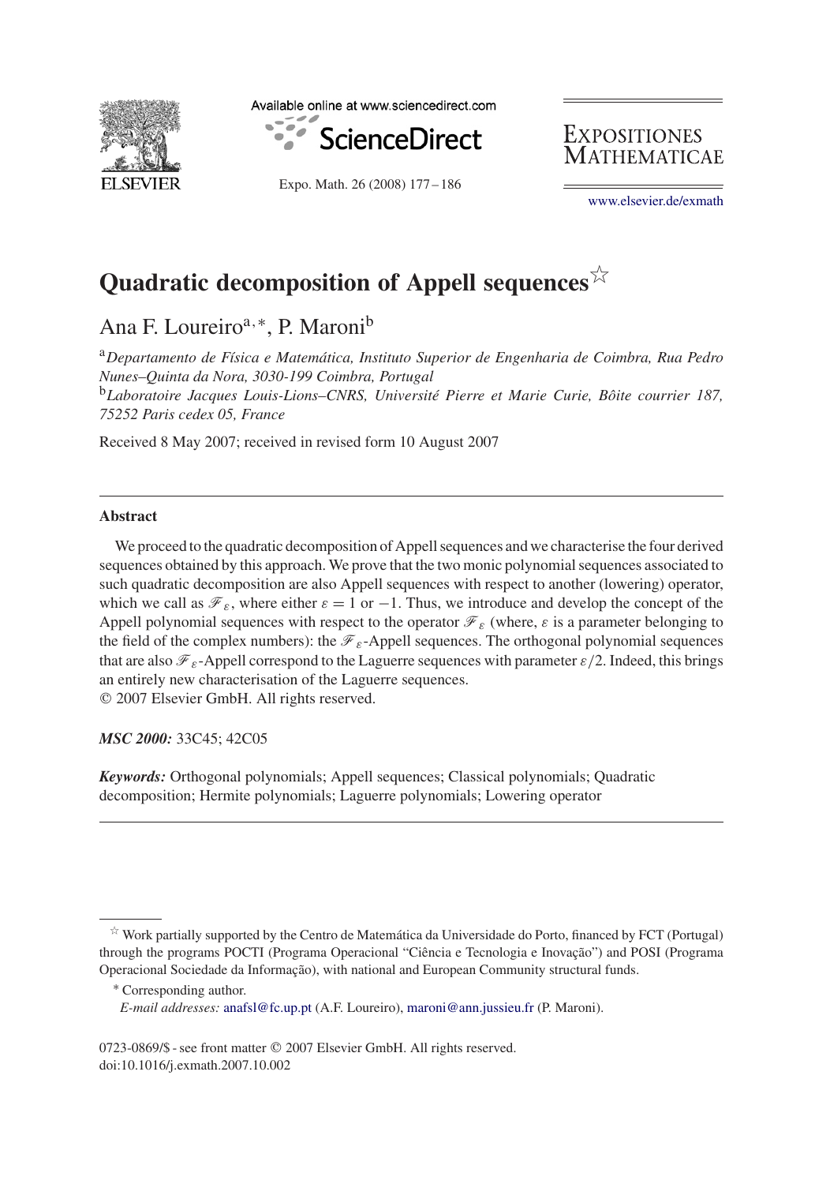# Quadratic decomposition of Appell sequences☆

Ana F. Loureiro[a,*], P. Maroni[b]

[a] *Departamento de Física e Matemática, Instituto Superior de Engenharia de Coimbra, Rua Pedro Nunes–Quinta da Nora, 3030-199 Coimbra, Portugal*

[b] *Laboratoire Jacques Louis-Lions–CNRS, Université Pierre et Marie Curie, Bôite courrier 187, 75252 Paris cedex 05, France*

Received 8 May 2007; received in revised form 10 August 2007

## Abstract

We proceed to the quadratic decomposition of Appell sequences and we characterise the four derived sequences obtained by this approach. We prove that the two monic polynomial sequences associated to such quadratic decomposition are also Appell sequences with respect to another (lowering) operator, which we call as $\mathscr{F}_\varepsilon$, where either $\varepsilon = 1$ or $-1$. Thus, we introduce and develop the concept of the Appell polynomial sequences with respect to the operator $\mathscr{F}_\varepsilon$ (where, $\varepsilon$ is a parameter belonging to the field of the complex numbers): the $\mathscr{F}_\varepsilon$-Appell sequences. The orthogonal polynomial sequences that are also $\mathscr{F}_\varepsilon$-Appell correspond to the Laguerre sequences with parameter $\varepsilon/2$. Indeed, this brings an entirely new characterisation of the Laguerre sequences.

© 2007 Elsevier GmbH. All rights reserved.

***MSC 2000:*** 33C45; 42C05

***Keywords:*** Orthogonal polynomials; Appell sequences; Classical polynomials; Quadratic decomposition; Hermite polynomials; Laguerre polynomials; Lowering operator

---

☆ Work partially supported by the Centro de Matemática da Universidade do Porto, financed by FCT (Portugal) through the programs POCTI (Programa Operacional "Ciência e Tecnologia e Inovação") and POSI (Programa Operacional Sociedade da Informação), with national and European Community structural funds.

\* Corresponding author.

*E-mail addresses:* anafsl@fc.up.pt (A.F. Loureiro), maroni@ann.jussieu.fr (P. Maroni).

0723-0869/$ - see front matter © 2007 Elsevier GmbH. All rights reserved.
doi:10.1016/j.exmath.2007.10.002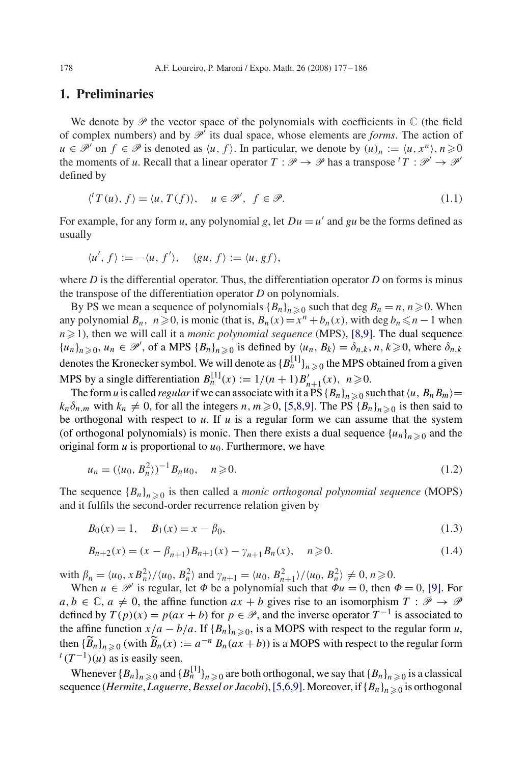## 1. Preliminaries

We denote by $\mathscr{P}$ the vector space of the polynomials with coefficients in $\mathbb{C}$ (the field of complex numbers) and by $\mathscr{P}'$ its dual space, whose elements are *forms*. The action of $u \in \mathscr{P}'$ on $f \in \mathscr{P}$ is denoted as $\langle u, f\rangle$. In particular, we denote by $(u)_n := \langle u, x^n\rangle$, $n \geqslant 0$ the moments of $u$. Recall that a linear operator $T : \mathscr{P} \to \mathscr{P}$ has a transpose ${}^tT : \mathscr{P}' \to \mathscr{P}'$ defined by

$$\langle {}^tT(u), f\rangle = \langle u, T(f)\rangle, \quad u \in \mathscr{P}', \; f \in \mathscr{P}. \tag{1.1}$$

For example, for any form $u$, any polynomial $g$, let $Du = u'$ and $gu$ be the forms defined as usually

$$\langle u', f\rangle := -\langle u, f'\rangle, \quad \langle gu, f\rangle := \langle u, gf\rangle,$$

where $D$ is the differential operator. Thus, the differentiation operator $D$ on forms is minus the transpose of the differentiation operator $D$ on polynomials.

By PS we mean a sequence of polynomials $\{B_n\}_{n\geqslant 0}$ such that $\deg B_n = n$, $n \geqslant 0$. When any polynomial $B_n$, $n \geqslant 0$, is monic (that is, $B_n(x) = x^n + b_n(x)$, with $\deg b_n \leqslant n-1$ when $n \geqslant 1$), then we will call it a *monic polynomial sequence* (MPS), [8,9]. The dual sequence $\{u_n\}_{n\geqslant 0}$, $u_n \in \mathscr{P}'$, of a MPS $\{B_n\}_{n\geqslant 0}$ is defined by $\langle u_n, B_k\rangle = \delta_{n,k}$, $n, k \geqslant 0$, where $\delta_{n,k}$ denotes the Kronecker symbol. We will denote as $\{B_n^{[1]}\}_{n\geqslant 0}$ the MPS obtained from a given MPS by a single differentiation $B_n^{[1]}(x) := 1/(n+1)B'_{n+1}(x)$, $n \geqslant 0$.

The form $u$ is called *regular* if we can associate with it a PS $\{B_n\}_{n\geqslant 0}$ such that $\langle u, B_nB_m\rangle = k_n\delta_{n,m}$ with $k_n \neq 0$, for all the integers $n, m \geqslant 0$, [5,8,9]. The PS $\{B_n\}_{n\geqslant 0}$ is then said to be orthogonal with respect to $u$. If $u$ is a regular form we can assume that the system (of orthogonal polynomials) is monic. Then there exists a dual sequence $\{u_n\}_{n\geqslant 0}$ and the original form $u$ is proportional to $u_0$. Furthermore, we have

$$u_n = (\langle u_0, B_n^2\rangle)^{-1} B_n u_0, \quad n \geqslant 0. \tag{1.2}$$

The sequence $\{B_n\}_{n\geqslant 0}$ is then called a *monic orthogonal polynomial sequence* (MOPS) and it fulfils the second-order recurrence relation given by

$$B_0(x) = 1, \quad B_1(x) = x - \beta_0, \tag{1.3}$$

$$B_{n+2}(x) = (x - \beta_{n+1})B_{n+1}(x) - \gamma_{n+1}B_n(x), \quad n \geqslant 0. \tag{1.4}$$

with $\beta_n = \langle u_0, xB_n^2\rangle / \langle u_0, B_n^2\rangle$ and $\gamma_{n+1} = \langle u_0, B_{n+1}^2\rangle / \langle u_0, B_n^2\rangle \neq 0$, $n \geqslant 0$.

When $u \in \mathscr{P}'$ is regular, let $\Phi$ be a polynomial such that $\Phi u = 0$, then $\Phi = 0$, [9]. For $a, b \in \mathbb{C}$, $a \neq 0$, the affine function $ax + b$ gives rise to an isomorphism $T : \mathscr{P} \to \mathscr{P}$ defined by $T(p)(x) = p(ax+b)$ for $p \in \mathscr{P}$, and the inverse operator $T^{-1}$ is associated to the affine function $x/a - b/a$. If $\{B_n\}_{n\geqslant 0}$, is a MOPS with respect to the regular form $u$, then $\{\widetilde{B}_n\}_{n\geqslant 0}$ (with $\widetilde{B}_n(x) := a^{-n} B_n(ax+b)$) is a MOPS with respect to the regular form ${}^t(T^{-1})(u)$ as is easily seen.

Whenever $\{B_n\}_{n\geqslant 0}$ and $\{B_n^{[1]}\}_{n\geqslant 0}$ are both orthogonal, we say that $\{B_n\}_{n\geqslant 0}$ is a classical sequence (*Hermite*, *Laguerre*, *Bessel or Jacobi*), [5,6,9]. Moreover, if $\{B_n\}_{n\geqslant 0}$ is orthogonal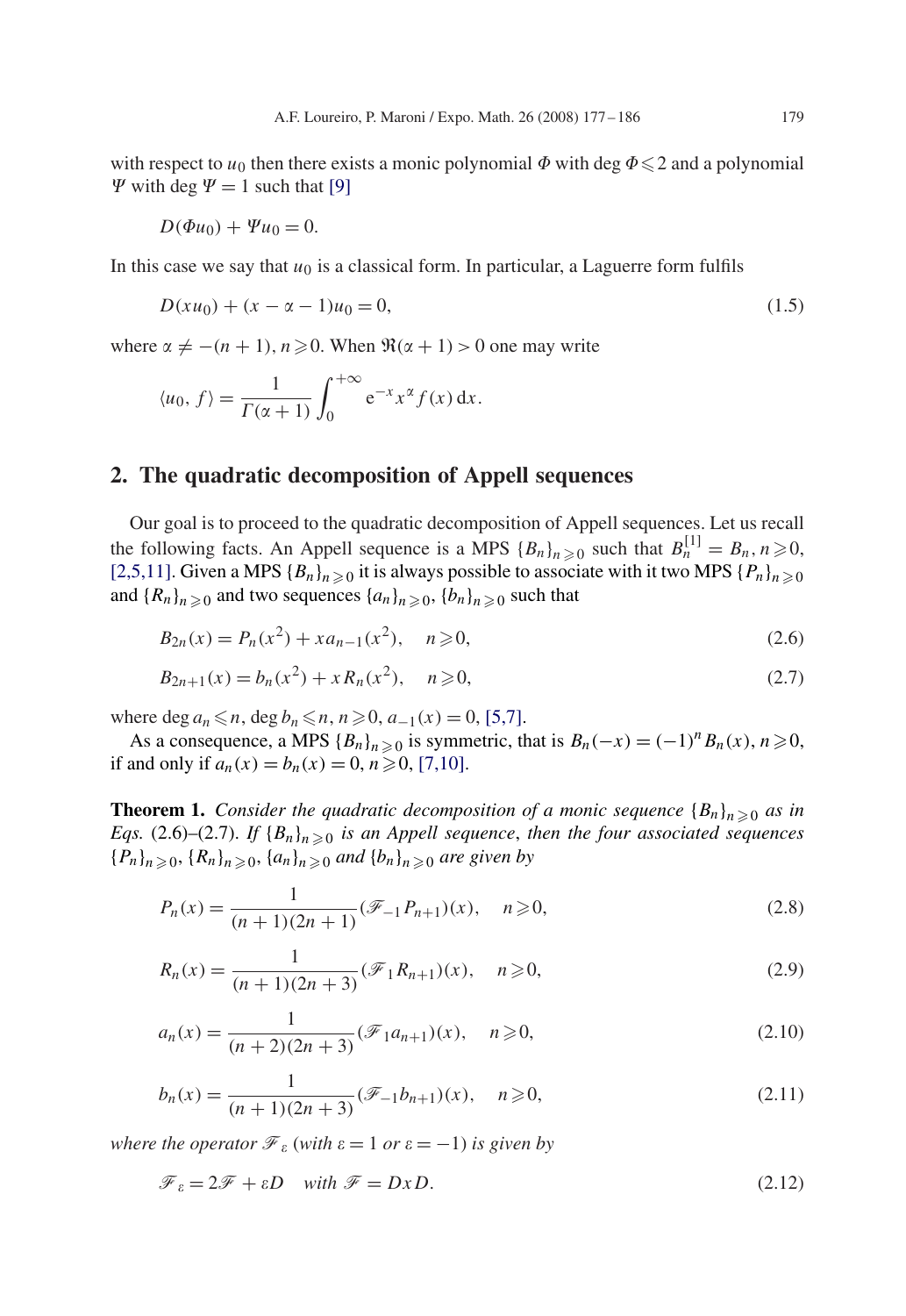with respect to $u_0$ then there exists a monic polynomial $\Phi$ with $\deg \Phi \leqslant 2$ and a polynomial $\Psi$ with $\deg \Psi = 1$ such that [9]

$$D(\Phi u_0) + \Psi u_0 = 0.$$

In this case we say that $u_0$ is a classical form. In particular, a Laguerre form fulfils

$$D(xu_0) + (x - \alpha - 1)u_0 = 0, \tag{1.5}$$

where $\alpha \neq -(n+1),\ n \geqslant 0$. When $\Re(\alpha+1) > 0$ one may write

$$\langle u_0, f \rangle = \frac{1}{\Gamma(\alpha+1)} \int_0^{+\infty} \mathrm{e}^{-x} x^{\alpha} f(x)\,\mathrm{d}x.$$

## 2. The quadratic decomposition of Appell sequences

Our goal is to proceed to the quadratic decomposition of Appell sequences. Let us recall the following facts. An Appell sequence is a MPS $\{B_n\}_{n\geqslant 0}$ such that $B_n^{[1]} = B_n,\ n \geqslant 0$, [2,5,11]. Given a MPS $\{B_n\}_{n\geqslant 0}$ it is always possible to associate with it two MPS $\{P_n\}_{n\geqslant 0}$ and $\{R_n\}_{n\geqslant 0}$ and two sequences $\{a_n\}_{n\geqslant 0}$, $\{b_n\}_{n\geqslant 0}$ such that

$$B_{2n}(x) = P_n(x^2) + x a_{n-1}(x^2), \quad n \geqslant 0, \tag{2.6}$$

$$B_{2n+1}(x) = b_n(x^2) + x R_n(x^2), \quad n \geqslant 0, \tag{2.7}$$

where $\deg a_n \leqslant n$, $\deg b_n \leqslant n$, $n \geqslant 0$, $a_{-1}(x) = 0$, [5,7].

As a consequence, a MPS $\{B_n\}_{n\geqslant 0}$ is symmetric, that is $B_n(-x) = (-1)^n B_n(x),\ n \geqslant 0$, if and only if $a_n(x) = b_n(x) = 0,\ n \geqslant 0$, [7,10].

**Theorem 1.** *Consider the quadratic decomposition of a monic sequence $\{B_n\}_{n\geqslant 0}$ as in Eqs.* (2.6)–(2.7). *If $\{B_n\}_{n\geqslant 0}$ is an Appell sequence, then the four associated sequences $\{P_n\}_{n\geqslant 0}$, $\{R_n\}_{n\geqslant 0}$, $\{a_n\}_{n\geqslant 0}$ and $\{b_n\}_{n\geqslant 0}$ are given by*

$$P_n(x) = \frac{1}{(n+1)(2n+1)} (\mathscr{F}_{-1} P_{n+1})(x), \quad n \geqslant 0, \tag{2.8}$$

$$R_n(x) = \frac{1}{(n+1)(2n+3)} (\mathscr{F}_{1} R_{n+1})(x), \quad n \geqslant 0, \tag{2.9}$$

$$a_n(x) = \frac{1}{(n+2)(2n+3)} (\mathscr{F}_{1} a_{n+1})(x), \quad n \geqslant 0, \tag{2.10}$$

$$b_n(x) = \frac{1}{(n+1)(2n+3)} (\mathscr{F}_{-1} b_{n+1})(x), \quad n \geqslant 0, \tag{2.11}$$

*where the operator $\mathscr{F}_{\varepsilon}$ (with $\varepsilon = 1$ or $\varepsilon = -1$) is given by*

$$\mathscr{F}_{\varepsilon} = 2\mathscr{F} + \varepsilon D \quad \textit{with } \mathscr{F} = D x D. \tag{2.12}$$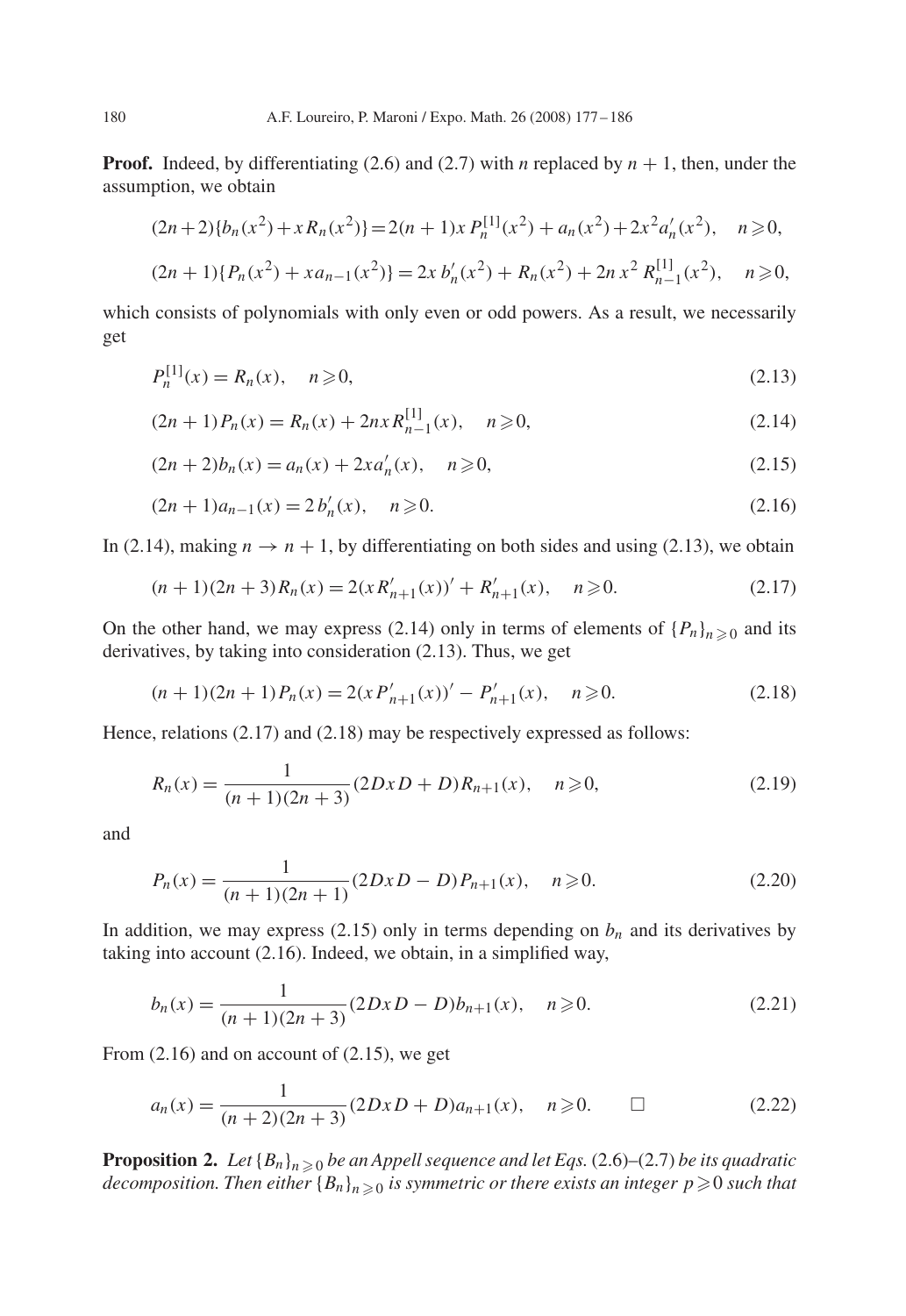**Proof.** Indeed, by differentiating (2.6) and (2.7) with $n$ replaced by $n+1$, then, under the assumption, we obtain

$$(2n+2)\{b_n(x^2)+xR_n(x^2)\}=2(n+1)x\,P_n^{[1]}(x^2)+a_n(x^2)+2x^2a_n'(x^2),\quad n\geqslant 0,$$

$$(2n+1)\{P_n(x^2)+xa_{n-1}(x^2)\}=2x\,b_n'(x^2)+R_n(x^2)+2n\,x^2\,R_{n-1}^{[1]}(x^2),\quad n\geqslant 0,$$

which consists of polynomials with only even or odd powers. As a result, we necessarily get

$$P_n^{[1]}(x)=R_n(x),\quad n\geqslant 0, \tag{2.13}$$

$$(2n+1)P_n(x)=R_n(x)+2nx\,R_{n-1}^{[1]}(x),\quad n\geqslant 0, \tag{2.14}$$

$$(2n+2)b_n(x)=a_n(x)+2xa_n'(x),\quad n\geqslant 0, \tag{2.15}$$

$$(2n+1)a_{n-1}(x)=2\,b_n'(x),\quad n\geqslant 0. \tag{2.16}$$

In (2.14), making $n\to n+1$, by differentiating on both sides and using (2.13), we obtain

$$(n+1)(2n+3)R_n(x)=2(xR_{n+1}'(x))'+R_{n+1}'(x),\quad n\geqslant 0. \tag{2.17}$$

On the other hand, we may express (2.14) only in terms of elements of $\{P_n\}_{n\geqslant 0}$ and its derivatives, by taking into consideration (2.13). Thus, we get

$$(n+1)(2n+1)P_n(x)=2(xP_{n+1}'(x))'-P_{n+1}'(x),\quad n\geqslant 0. \tag{2.18}$$

Hence, relations (2.17) and (2.18) may be respectively expressed as follows:

$$R_n(x)=\frac{1}{(n+1)(2n+3)}(2DxD+D)R_{n+1}(x),\quad n\geqslant 0, \tag{2.19}$$

and

$$P_n(x)=\frac{1}{(n+1)(2n+1)}(2DxD-D)P_{n+1}(x),\quad n\geqslant 0. \tag{2.20}$$

In addition, we may express (2.15) only in terms depending on $b_n$ and its derivatives by taking into account (2.16). Indeed, we obtain, in a simplified way,

$$b_n(x)=\frac{1}{(n+1)(2n+3)}(2DxD-D)b_{n+1}(x),\quad n\geqslant 0. \tag{2.21}$$

From (2.16) and on account of (2.15), we get

$$a_n(x)=\frac{1}{(n+2)(2n+3)}(2DxD+D)a_{n+1}(x),\quad n\geqslant 0.\qquad \square \tag{2.22}$$

**Proposition 2.** *Let $\{B_n\}_{n\geqslant 0}$ be an Appell sequence and let Eqs.* (2.6)–(2.7) *be its quadratic decomposition. Then either $\{B_n\}_{n\geqslant 0}$ is symmetric or there exists an integer $p\geqslant 0$ such that*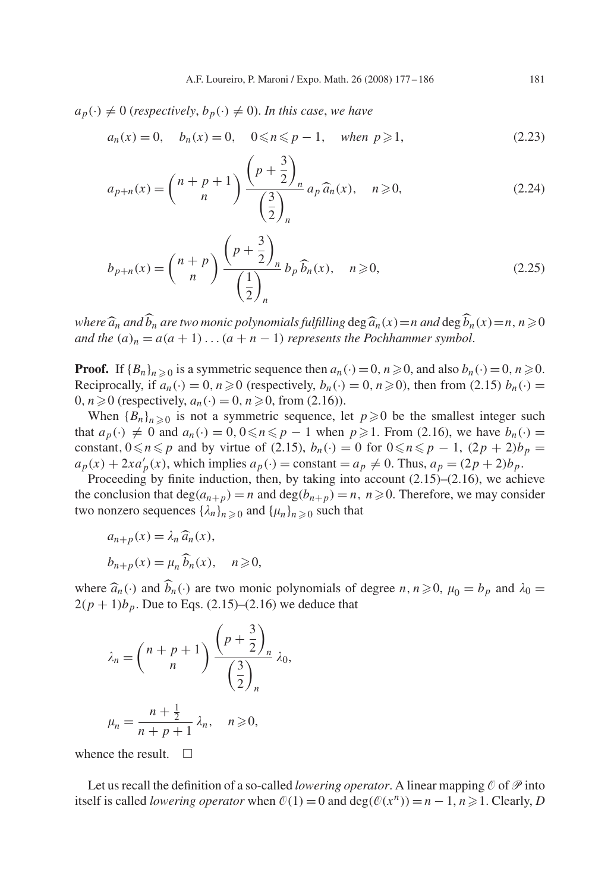$a_p(\cdot) \neq 0$ (*respectively*, $b_p(\cdot) \neq 0$). *In this case*, *we have*

$$a_n(x) = 0, \quad b_n(x) = 0, \quad 0 \leqslant n \leqslant p-1, \quad \textit{when } p \geqslant 1, \tag{2.23}$$

$$a_{p+n}(x) = \binom{n+p+1}{n} \frac{\left(p+\frac{3}{2}\right)_n}{\left(\frac{3}{2}\right)_n} a_p\, \widehat{a}_n(x), \quad n \geqslant 0, \tag{2.24}$$

$$b_{p+n}(x) = \binom{n+p}{n} \frac{\left(p+\frac{3}{2}\right)_n}{\left(\frac{1}{2}\right)_n} b_p\, \widehat{b}_n(x), \quad n \geqslant 0, \tag{2.25}$$

*where* $\widehat{a}_n$ *and* $\widehat{b}_n$ *are two monic polynomials fulfilling* $\deg \widehat{a}_n(x) = n$ *and* $\deg \widehat{b}_n(x) = n$, $n \geqslant 0$ *and the* $(a)_n = a(a+1)\ldots(a+n-1)$ *represents the Pochhammer symbol*.

**Proof.** If $\{B_n\}_{n\geqslant 0}$ is a symmetric sequence then $a_n(\cdot) = 0$, $n \geqslant 0$, and also $b_n(\cdot) = 0$, $n \geqslant 0$. Reciprocally, if $a_n(\cdot) = 0$, $n \geqslant 0$ (respectively, $b_n(\cdot) = 0$, $n \geqslant 0$), then from (2.15) $b_n(\cdot) = 0$, $n \geqslant 0$ (respectively, $a_n(\cdot) = 0$, $n \geqslant 0$, from (2.16)).

When $\{B_n\}_{n\geqslant 0}$ is not a symmetric sequence, let $p \geqslant 0$ be the smallest integer such that $a_p(\cdot) \neq 0$ and $a_n(\cdot) = 0$, $0 \leqslant n \leqslant p-1$ when $p \geqslant 1$. From (2.16), we have $b_n(\cdot) =$ constant, $0 \leqslant n \leqslant p$ and by virtue of (2.15), $b_n(\cdot) = 0$ for $0 \leqslant n \leqslant p-1$, $(2p+2)b_p = a_p(x) + 2xa_p'(x)$, which implies $a_p(\cdot) = \text{constant} = a_p \neq 0$. Thus, $a_p = (2p+2)b_p$.

Proceeding by finite induction, then, by taking into account (2.15)–(2.16), we achieve the conclusion that $\deg(a_{n+p}) = n$ and $\deg(b_{n+p}) = n$, $n \geqslant 0$. Therefore, we may consider two nonzero sequences $\{\lambda_n\}_{n\geqslant 0}$ and $\{\mu_n\}_{n\geqslant 0}$ such that

$$a_{n+p}(x) = \lambda_n\, \widehat{a}_n(x),$$

$$b_{n+p}(x) = \mu_n\, \widehat{b}_n(x), \quad n \geqslant 0,$$

where $\widehat{a}_n(\cdot)$ and $\widehat{b}_n(\cdot)$ are two monic polynomials of degree $n$, $n \geqslant 0$, $\mu_0 = b_p$ and $\lambda_0 = 2(p+1)b_p$. Due to Eqs. (2.15)–(2.16) we deduce that

$$\lambda_n = \binom{n+p+1}{n} \frac{\left(p+\frac{3}{2}\right)_n}{\left(\frac{3}{2}\right)_n} \lambda_0,$$

$$\mu_n = \frac{n+\frac{1}{2}}{n+p+1} \lambda_n, \quad n \geqslant 0,$$

whence the result. $\square$

Let us recall the definition of a so-called *lowering operator*. A linear mapping $\mathcal{O}$ of $\mathcal{P}$ into itself is called *lowering operator* when $\mathcal{O}(1) = 0$ and $\deg(\mathcal{O}(x^n)) = n-1$, $n \geqslant 1$. Clearly, $D$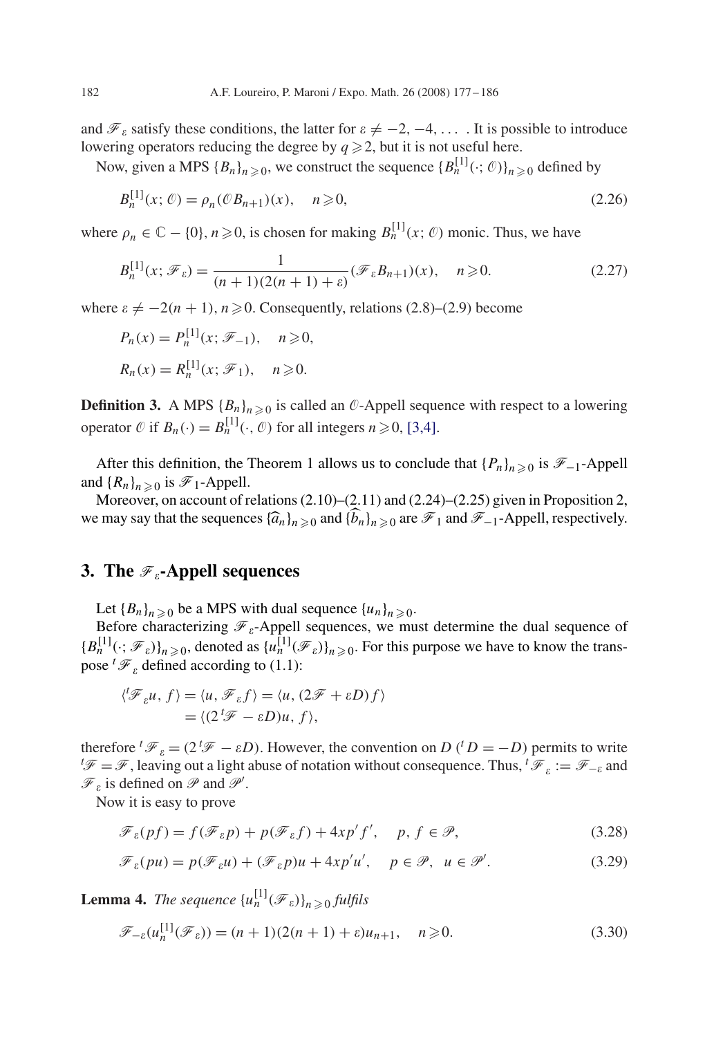and $\mathscr{F}_\varepsilon$ satisfy these conditions, the latter for $\varepsilon \neq -2, -4, \ldots$ . It is possible to introduce lowering operators reducing the degree by $q \geqslant 2$, but it is not useful here.

Now, given a MPS $\{B_n\}_{n\geqslant 0}$, we construct the sequence $\{B_n^{[1]}(\cdot;\mathscr{O})\}_{n\geqslant 0}$ defined by

$$B_n^{[1]}(x;\mathscr{O}) = \rho_n(\mathscr{O}B_{n+1})(x), \quad n \geqslant 0, \tag{2.26}$$

where $\rho_n \in \mathbb{C} - \{0\}$, $n \geqslant 0$, is chosen for making $B_n^{[1]}(x;\mathscr{O})$ monic. Thus, we have

$$B_n^{[1]}(x;\mathscr{F}_\varepsilon) = \frac{1}{(n+1)(2(n+1)+\varepsilon)}(\mathscr{F}_\varepsilon B_{n+1})(x), \quad n \geqslant 0. \tag{2.27}$$

where $\varepsilon \neq -2(n+1)$, $n \geqslant 0$. Consequently, relations (2.8)–(2.9) become

$$P_n(x) = P_n^{[1]}(x;\mathscr{F}_{-1}), \quad n \geqslant 0,$$

$$R_n(x) = R_n^{[1]}(x;\mathscr{F}_1), \quad n \geqslant 0.$$

**Definition 3.** A MPS $\{B_n\}_{n\geqslant 0}$ is called an $\mathscr{O}$-Appell sequence with respect to a lowering operator $\mathscr{O}$ if $B_n(\cdot) = B_n^{[1]}(\cdot,\mathscr{O})$ for all integers $n \geqslant 0$, [3,4].

After this definition, the Theorem 1 allows us to conclude that $\{P_n\}_{n\geqslant 0}$ is $\mathscr{F}_{-1}$-Appell and $\{R_n\}_{n\geqslant 0}$ is $\mathscr{F}_1$-Appell.

Moreover, on account of relations (2.10)–(2.11) and (2.24)–(2.25) given in Proposition 2, we may say that the sequences $\{\widehat{a}_n\}_{n\geqslant 0}$ and $\{\widehat{b}_n\}_{n\geqslant 0}$ are $\mathscr{F}_1$ and $\mathscr{F}_{-1}$-Appell, respectively.

## 3. The $\mathscr{F}_\varepsilon$-Appell sequences

Let $\{B_n\}_{n\geqslant 0}$ be a MPS with dual sequence $\{u_n\}_{n\geqslant 0}$.

Before characterizing $\mathscr{F}_\varepsilon$-Appell sequences, we must determine the dual sequence of $\{B_n^{[1]}(\cdot;\mathscr{F}_\varepsilon)\}_{n\geqslant 0}$, denoted as $\{u_n^{[1]}(\mathscr{F}_\varepsilon)\}_{n\geqslant 0}$. For this purpose we have to know the transpose ${}^t\mathscr{F}_\varepsilon$ defined according to (1.1):

$$\begin{aligned}\langle {}^t\mathscr{F}_\varepsilon u, f\rangle &= \langle u, \mathscr{F}_\varepsilon f\rangle = \langle u, (2\mathscr{F} + \varepsilon D) f\rangle \\ &= \langle (2\,{}^t\mathscr{F} - \varepsilon D)u, f\rangle,\end{aligned}$$

therefore ${}^t\mathscr{F}_\varepsilon = (2\,{}^t\mathscr{F} - \varepsilon D)$. However, the convention on $D$ (${}^tD = -D$) permits to write ${}^t\mathscr{F} = \mathscr{F}$, leaving out a light abuse of notation without consequence. Thus, ${}^t\mathscr{F}_\varepsilon := \mathscr{F}_{-\varepsilon}$ and $\mathscr{F}_\varepsilon$ is defined on $\mathscr{P}$ and $\mathscr{P}'$.

Now it is easy to prove

$$\mathscr{F}_\varepsilon(pf) = f(\mathscr{F}_\varepsilon p) + p(\mathscr{F}_\varepsilon f) + 4xp'f', \quad p, f \in \mathscr{P}, \tag{3.28}$$

$$\mathscr{F}_\varepsilon(pu) = p(\mathscr{F}_\varepsilon u) + (\mathscr{F}_\varepsilon p)u + 4xp'u', \quad p \in \mathscr{P}, \; u \in \mathscr{P}'. \tag{3.29}$$

**Lemma 4.** *The sequence* $\{u_n^{[1]}(\mathscr{F}_\varepsilon)\}_{n\geqslant 0}$ *fulfils*

$$\mathscr{F}_{-\varepsilon}(u_n^{[1]}(\mathscr{F}_\varepsilon)) = (n+1)(2(n+1)+\varepsilon)u_{n+1}, \quad n \geqslant 0. \tag{3.30}$$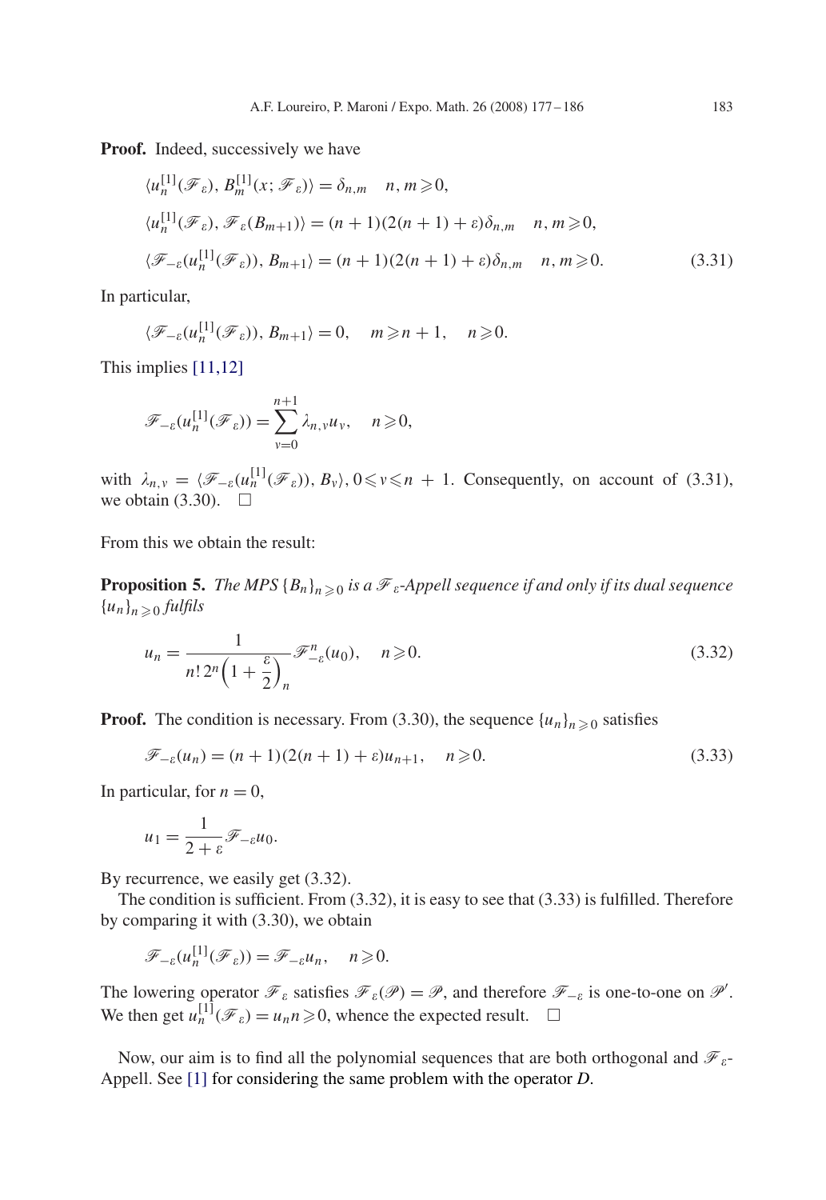**Proof.** Indeed, successively we have

$$\langle u_n^{[1]}(\mathscr{F}_\varepsilon), B_m^{[1]}(x;\mathscr{F}_\varepsilon)\rangle = \delta_{n,m} \quad n,m\geqslant 0,$$

$$\langle u_n^{[1]}(\mathscr{F}_\varepsilon), \mathscr{F}_\varepsilon(B_{m+1})\rangle = (n+1)(2(n+1)+\varepsilon)\delta_{n,m} \quad n,m\geqslant 0,$$

$$\langle \mathscr{F}_{-\varepsilon}(u_n^{[1]}(\mathscr{F}_\varepsilon)), B_{m+1}\rangle = (n+1)(2(n+1)+\varepsilon)\delta_{n,m} \quad n,m\geqslant 0. \tag{3.31}$$

In particular,

$$\langle \mathscr{F}_{-\varepsilon}(u_n^{[1]}(\mathscr{F}_\varepsilon)), B_{m+1}\rangle = 0, \quad m\geqslant n+1, \quad n\geqslant 0.$$

This implies [11,12]

$$\mathscr{F}_{-\varepsilon}(u_n^{[1]}(\mathscr{F}_\varepsilon)) = \sum_{\nu=0}^{n+1}\lambda_{n,\nu}u_\nu, \quad n\geqslant 0,$$

with $\lambda_{n,\nu} = \langle \mathscr{F}_{-\varepsilon}(u_n^{[1]}(\mathscr{F}_\varepsilon)), B_\nu\rangle$, $0\leqslant \nu\leqslant n+1$. Consequently, on account of (3.31), we obtain (3.30). $\square$

From this we obtain the result:

**Proposition 5.** *The MPS $\{B_n\}_{n\geqslant 0}$ is a $\mathscr{F}_\varepsilon$-Appell sequence if and only if its dual sequence $\{u_n\}_{n\geqslant 0}$ fulfils*

$$u_n = \frac{1}{n!\,2^n\left(1+\frac{\varepsilon}{2}\right)_n}\mathscr{F}_{-\varepsilon}^n(u_0), \quad n\geqslant 0. \tag{3.32}$$

**Proof.** The condition is necessary. From (3.30), the sequence $\{u_n\}_{n\geqslant 0}$ satisfies

$$\mathscr{F}_{-\varepsilon}(u_n) = (n+1)(2(n+1)+\varepsilon)u_{n+1}, \quad n\geqslant 0. \tag{3.33}$$

In particular, for $n=0$,

$$u_1 = \frac{1}{2+\varepsilon}\mathscr{F}_{-\varepsilon}u_0.$$

By recurrence, we easily get (3.32).

The condition is sufficient. From (3.32), it is easy to see that (3.33) is fulfilled. Therefore by comparing it with (3.30), we obtain

$$\mathscr{F}_{-\varepsilon}(u_n^{[1]}(\mathscr{F}_\varepsilon)) = \mathscr{F}_{-\varepsilon}u_n, \quad n\geqslant 0.$$

The lowering operator $\mathscr{F}_\varepsilon$ satisfies $\mathscr{F}_\varepsilon(\mathscr{P}) = \mathscr{P}$, and therefore $\mathscr{F}_{-\varepsilon}$ is one-to-one on $\mathscr{P}'$. We then get $u_n^{[1]}(\mathscr{F}_\varepsilon) = u_n n\geqslant 0$, whence the expected result. $\square$

Now, our aim is to find all the polynomial sequences that are both orthogonal and $\mathscr{F}_\varepsilon$-Appell. See [1] for considering the same problem with the operator $D$.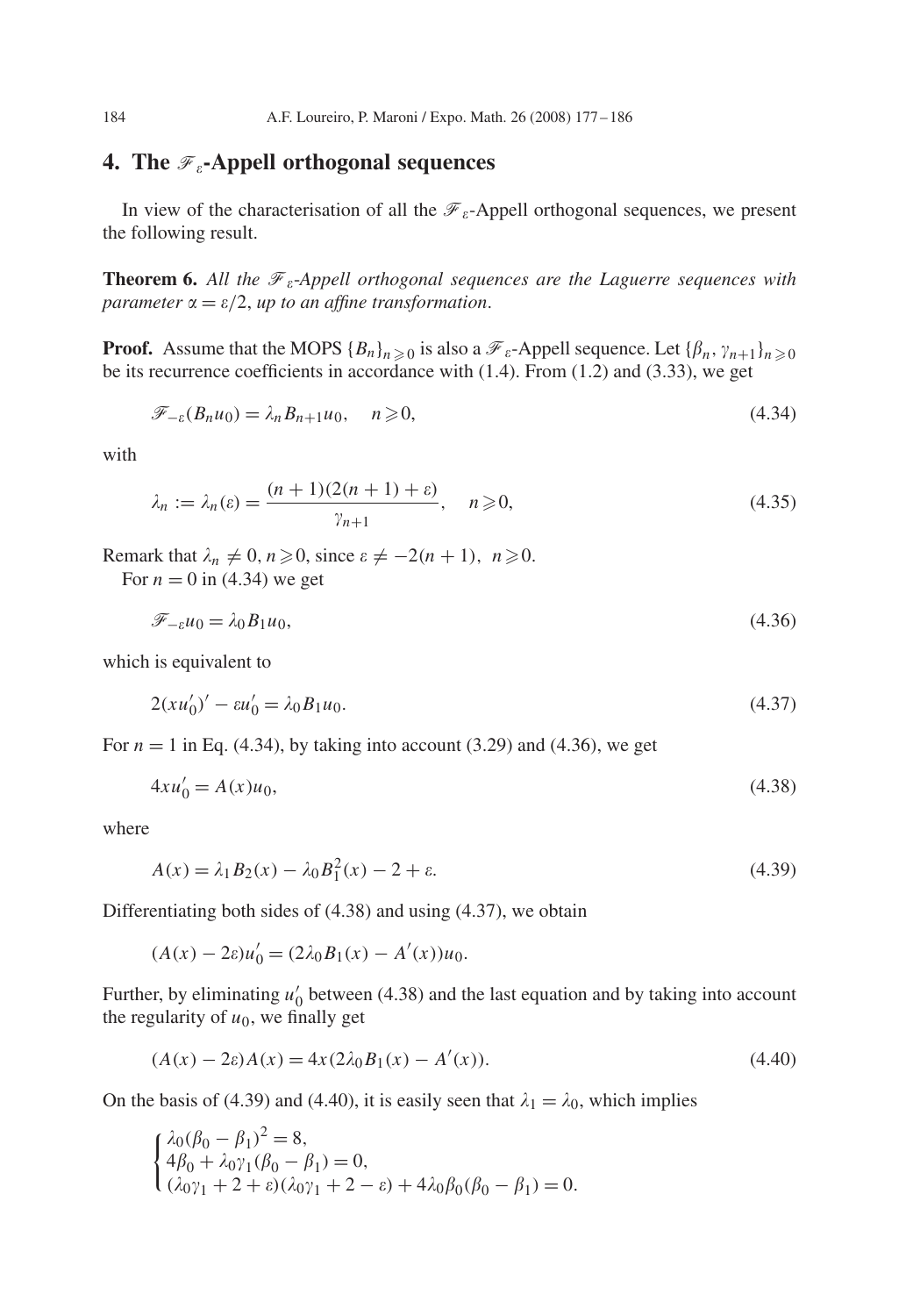## 4. The $\mathscr{F}_\varepsilon$-Appell orthogonal sequences

In view of the characterisation of all the $\mathscr{F}_\varepsilon$-Appell orthogonal sequences, we present the following result.

**Theorem 6.** *All the $\mathscr{F}_\varepsilon$-Appell orthogonal sequences are the Laguerre sequences with parameter $\alpha = \varepsilon/2$, up to an affine transformation.*

**Proof.** Assume that the MOPS $\{B_n\}_{n\geqslant 0}$ is also a $\mathscr{F}_\varepsilon$-Appell sequence. Let $\{\beta_n, \gamma_{n+1}\}_{n\geqslant 0}$ be its recurrence coefficients in accordance with (1.4). From (1.2) and (3.33), we get

$$\mathscr{F}_{-\varepsilon}(B_n u_0) = \lambda_n B_{n+1} u_0, \quad n \geqslant 0, \tag{4.34}$$

with

$$\lambda_n := \lambda_n(\varepsilon) = \frac{(n+1)(2(n+1)+\varepsilon)}{\gamma_{n+1}}, \quad n \geqslant 0, \tag{4.35}$$

Remark that $\lambda_n \neq 0$, $n \geqslant 0$, since $\varepsilon \neq -2(n+1)$, $n \geqslant 0$.

For $n = 0$ in (4.34) we get

$$\mathscr{F}_{-\varepsilon} u_0 = \lambda_0 B_1 u_0, \tag{4.36}$$

which is equivalent to

$$2(x u_0')' - \varepsilon u_0' = \lambda_0 B_1 u_0. \tag{4.37}$$

For $n = 1$ in Eq. (4.34), by taking into account (3.29) and (4.36), we get

$$4 x u_0' = A(x) u_0, \tag{4.38}$$

where

$$A(x) = \lambda_1 B_2(x) - \lambda_0 B_1^2(x) - 2 + \varepsilon. \tag{4.39}$$

Differentiating both sides of (4.38) and using (4.37), we obtain

$$(A(x) - 2\varepsilon) u_0' = (2\lambda_0 B_1(x) - A'(x)) u_0.$$

Further, by eliminating $u_0'$ between (4.38) and the last equation and by taking into account the regularity of $u_0$, we finally get

$$(A(x) - 2\varepsilon) A(x) = 4x(2\lambda_0 B_1(x) - A'(x)). \tag{4.40}$$

On the basis of (4.39) and (4.40), it is easily seen that $\lambda_1 = \lambda_0$, which implies

$$\begin{cases} \lambda_0(\beta_0 - \beta_1)^2 = 8, \\ 4\beta_0 + \lambda_0 \gamma_1(\beta_0 - \beta_1) = 0, \\ (\lambda_0\gamma_1 + 2 + \varepsilon)(\lambda_0\gamma_1 + 2 - \varepsilon) + 4\lambda_0\beta_0(\beta_0 - \beta_1) = 0. \end{cases}$$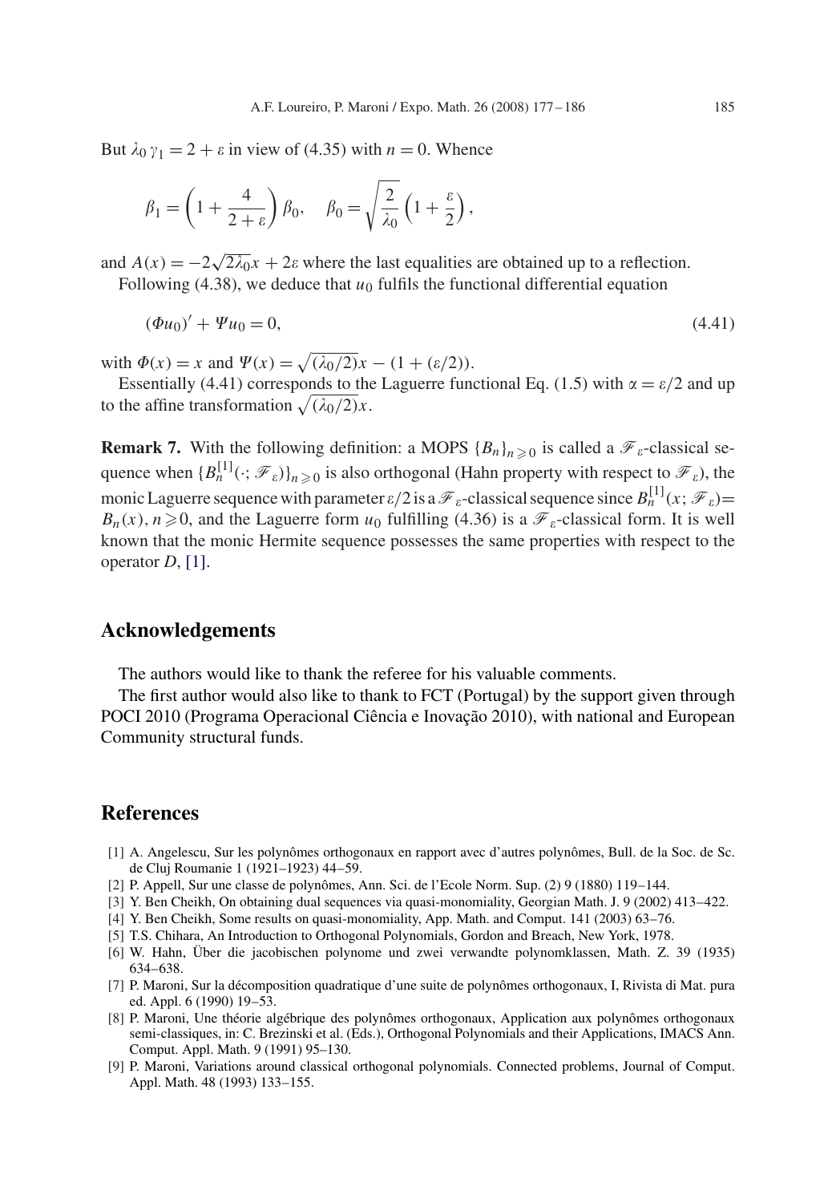But $\lambda_0 \gamma_1 = 2 + \varepsilon$ in view of (4.35) with $n = 0$. Whence

$$\beta_1 = \left(1 + \frac{4}{2+\varepsilon}\right)\beta_0, \quad \beta_0 = \sqrt{\frac{2}{\lambda_0}}\left(1 + \frac{\varepsilon}{2}\right),$$

and $A(x) = -2\sqrt{2\lambda_0}x + 2\varepsilon$ where the last equalities are obtained up to a reflection.

Following (4.38), we deduce that $u_0$ fulfils the functional differential equation

$$(\Phi u_0)' + \Psi u_0 = 0, \tag{4.41}$$

with $\Phi(x) = x$ and $\Psi(x) = \sqrt{(\lambda_0/2)}x - (1 + (\varepsilon/2))$.

Essentially (4.41) corresponds to the Laguerre functional Eq. (1.5) with $\alpha = \varepsilon/2$ and up to the affine transformation $\sqrt{(\lambda_0/2)}x$.

**Remark 7.** With the following definition: a MOPS $\{B_n\}_{n\geqslant 0}$ is called a $\mathscr{F}_\varepsilon$-classical sequence when $\{B_n^{[1]}(\cdot;\mathscr{F}_\varepsilon)\}_{n\geqslant 0}$ is also orthogonal (Hahn property with respect to $\mathscr{F}_\varepsilon$), the monic Laguerre sequence with parameter $\varepsilon/2$ is a $\mathscr{F}_\varepsilon$-classical sequence since $B_n^{[1]}(x;\mathscr{F}_\varepsilon) = B_n(x)$, $n \geqslant 0$, and the Laguerre form $u_0$ fulfilling (4.36) is a $\mathscr{F}_\varepsilon$-classical form. It is well known that the monic Hermite sequence possesses the same properties with respect to the operator $D$, [1].

## Acknowledgements

The authors would like to thank the referee for his valuable comments.

The first author would also like to thank to FCT (Portugal) by the support given through POCI 2010 (Programa Operacional Ciência e Inovação 2010), with national and European Community structural funds.

## References

[1] A. Angelescu, Sur les polynômes orthogonaux en rapport avec d'autres polynômes, Bull. de la Soc. de Sc. de Cluj Roumanie 1 (1921–1923) 44–59.

[2] P. Appell, Sur une classe de polynômes, Ann. Sci. de l'Ecole Norm. Sup. (2) 9 (1880) 119–144.

[3] Y. Ben Cheikh, On obtaining dual sequences via quasi-monomiality, Georgian Math. J. 9 (2002) 413–422.

[4] Y. Ben Cheikh, Some results on quasi-monomiality, App. Math. and Comput. 141 (2003) 63–76.

[5] T.S. Chihara, An Introduction to Orthogonal Polynomials, Gordon and Breach, New York, 1978.

[6] W. Hahn, Über die jacobischen polynome und zwei verwandte polynomklassen, Math. Z. 39 (1935) 634–638.

[7] P. Maroni, Sur la décomposition quadratique d'une suite de polynômes orthogonaux, I, Rivista di Mat. pura ed. Appl. 6 (1990) 19–53.

[8] P. Maroni, Une théorie algébrique des polynômes orthogonaux, Application aux polynômes orthogonaux semi-classiques, in: C. Brezinski et al. (Eds.), Orthogonal Polynomials and their Applications, IMACS Ann. Comput. Appl. Math. 9 (1991) 95–130.

[9] P. Maroni, Variations around classical orthogonal polynomials. Connected problems, Journal of Comput. Appl. Math. 48 (1993) 133–155.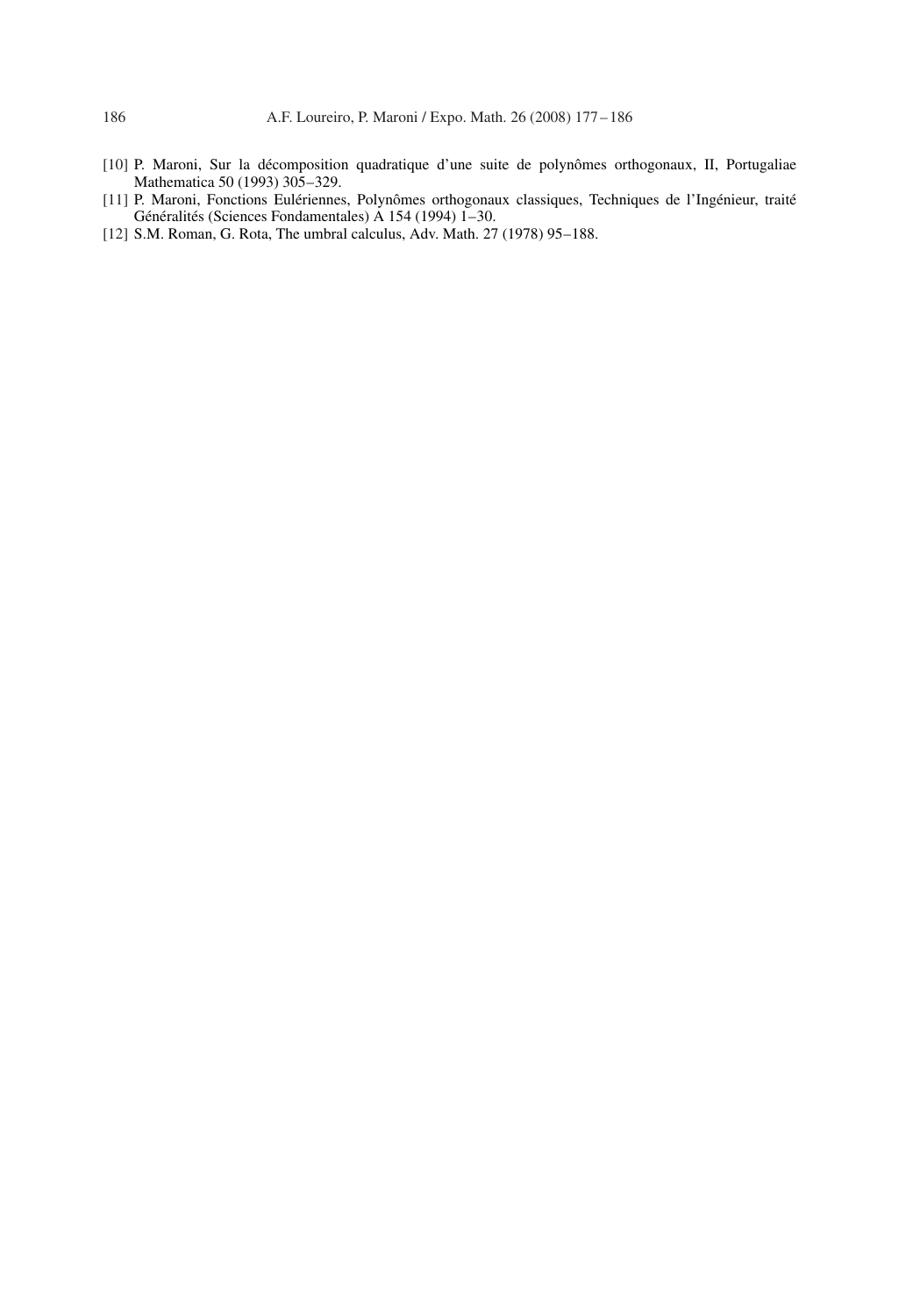[10] P. Maroni, Sur la décomposition quadratique d'une suite de polynômes orthogonaux, II, Portugaliae Mathematica 50 (1993) 305–329.

[11] P. Maroni, Fonctions Eulériennes, Polynômes orthogonaux classiques, Techniques de l'Ingénieur, traité Généralités (Sciences Fondamentales) A 154 (1994) 1–30.

[12] S.M. Roman, G. Rota, The umbral calculus, Adv. Math. 27 (1978) 95–188.